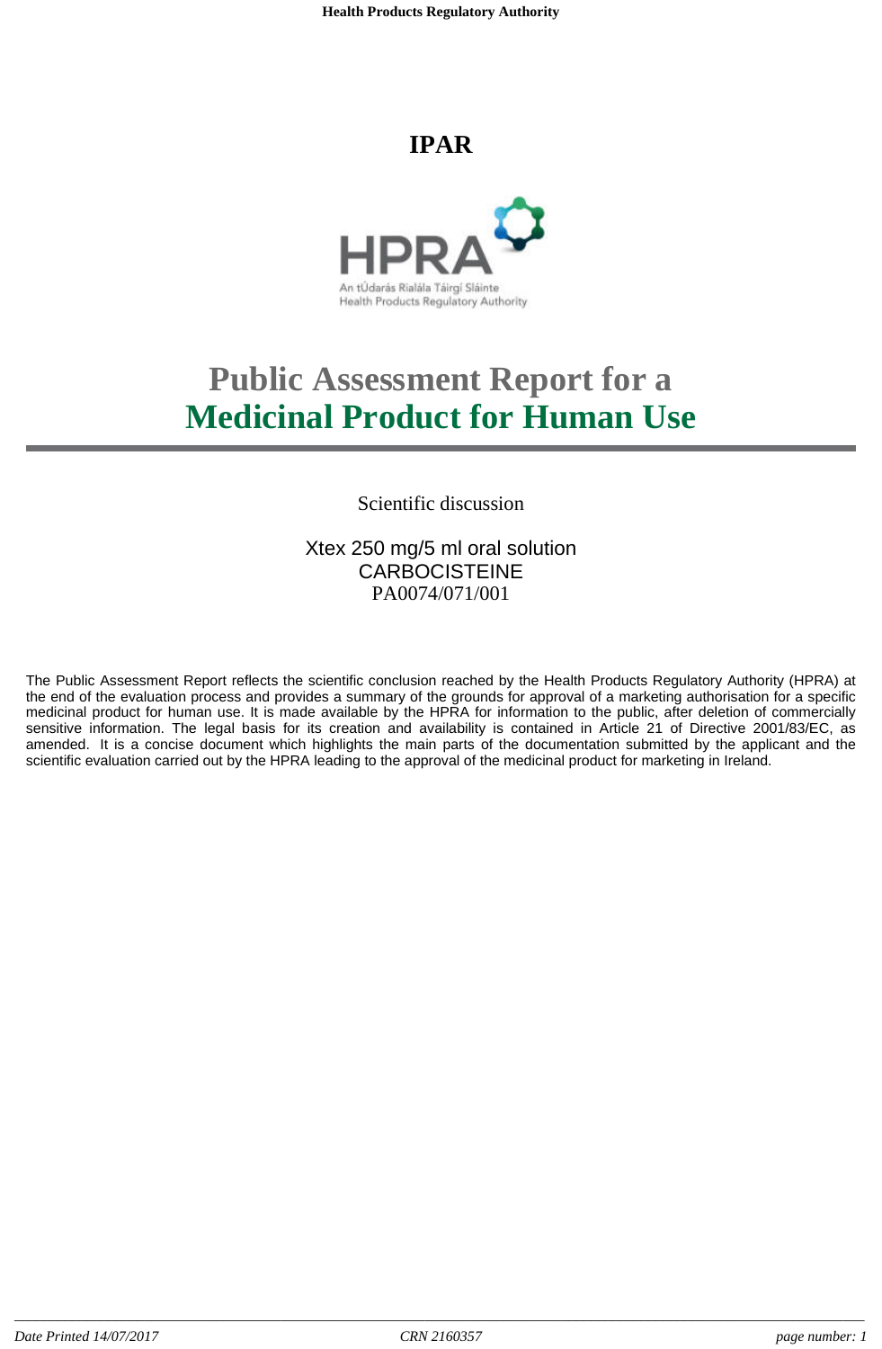# IPAR

# Public Assessment Report for a Medicinal Product for Human Use

Scientific discussion

Xtex 250 mg/5 ml oral solution
CARBOCISTEINE
PA0074/071/001

The Public Assessment Report reflects the scientific conclusion reached by the Health Products Regulatory Authority (HPRA) at the end of the evaluation process and provides a summary of the grounds for approval of a marketing authorisation for a specific medicinal product for human use. It is made available by the HPRA for information to the public, after deletion of commercially sensitive information. The legal basis for its creation and availability is contained in Article 21 of Directive 2001/83/EC, as amended. It is a concise document which highlights the main parts of the documentation submitted by the applicant and the scientific evaluation carried out by the HPRA leading to the approval of the medicinal product for marketing in Ireland.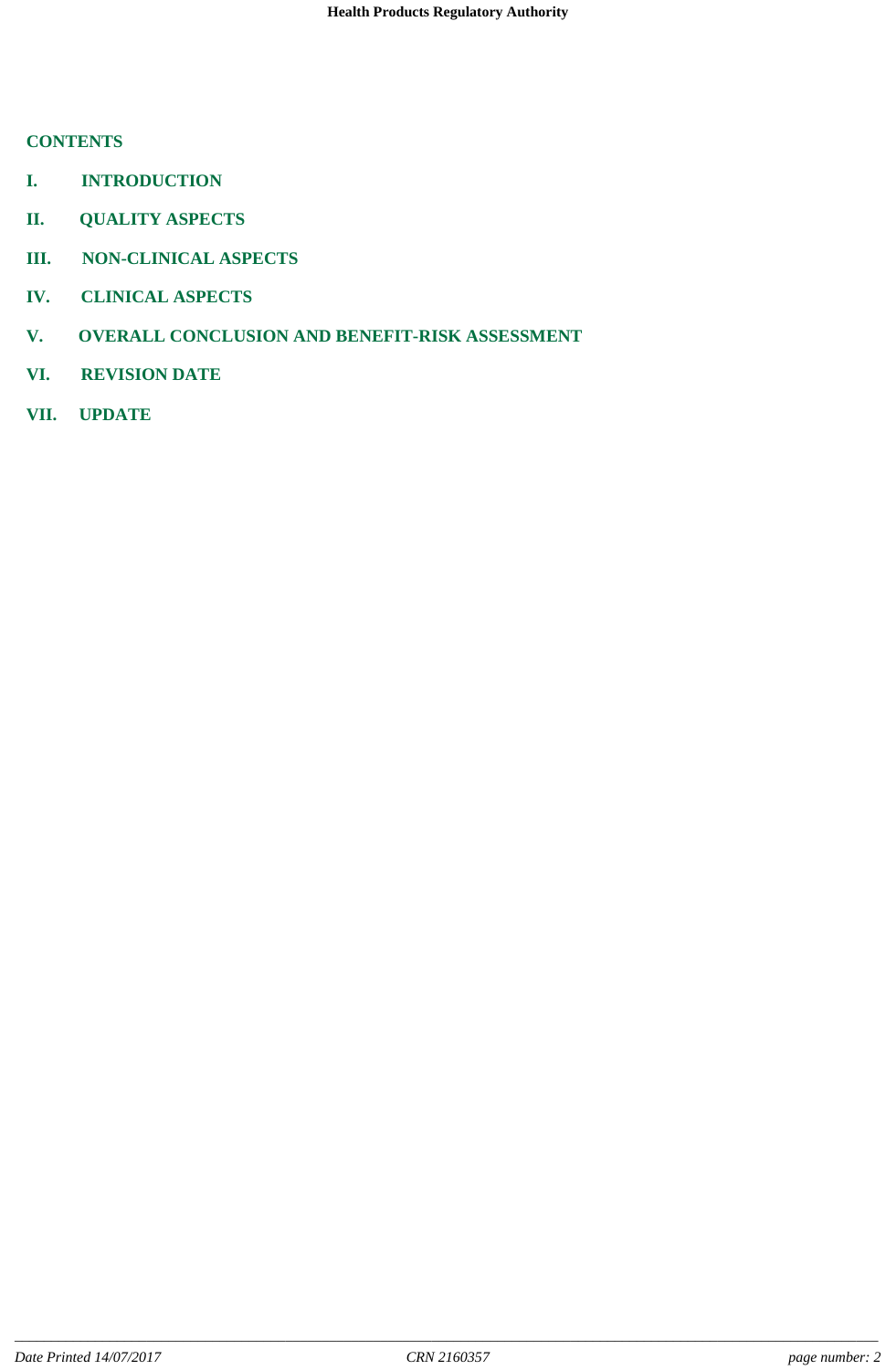## CONTENTS

**I. INTRODUCTION**

**II. QUALITY ASPECTS**

**III. NON-CLINICAL ASPECTS**

**IV. CLINICAL ASPECTS**

**V. OVERALL CONCLUSION AND BENEFIT-RISK ASSESSMENT**

**VI. REVISION DATE**

**VII. UPDATE**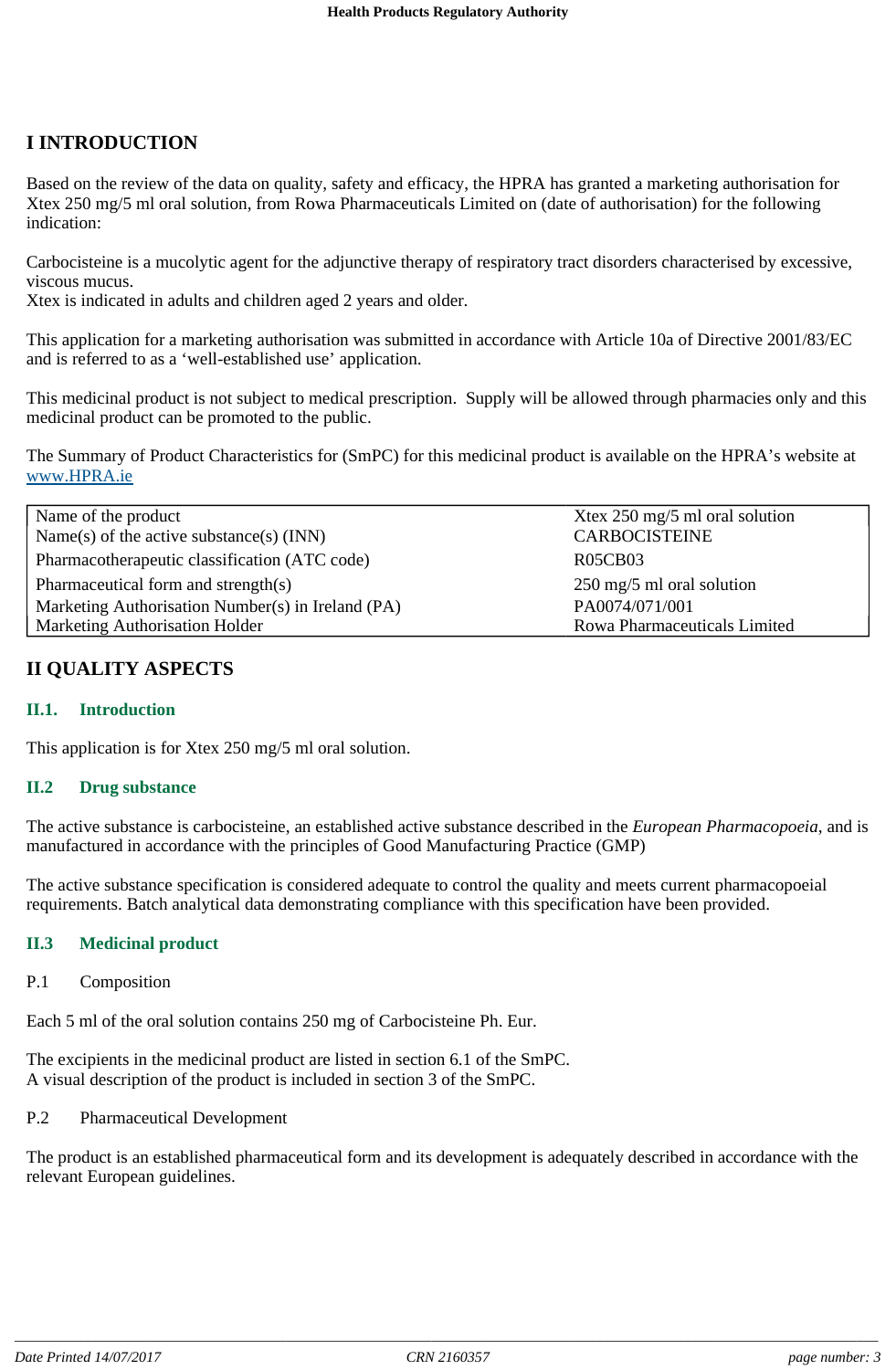# I INTRODUCTION

Based on the review of the data on quality, safety and efficacy, the HPRA has granted a marketing authorisation for Xtex 250 mg/5 ml oral solution, from Rowa Pharmaceuticals Limited on (date of authorisation) for the following indication:

Carbocisteine is a mucolytic agent for the adjunctive therapy of respiratory tract disorders characterised by excessive, viscous mucus.
Xtex is indicated in adults and children aged 2 years and older.

This application for a marketing authorisation was submitted in accordance with Article 10a of Directive 2001/83/EC and is referred to as a 'well-established use' application.

This medicinal product is not subject to medical prescription. Supply will be allowed through pharmacies only and this medicinal product can be promoted to the public.

The Summary of Product Characteristics for (SmPC) for this medicinal product is available on the HPRA's website at www.HPRA.ie

| | |
|---|---|
| Name of the product | Xtex 250 mg/5 ml oral solution |
| Name(s) of the active substance(s) (INN) | CARBOCISTEINE |
| Pharmacotherapeutic classification (ATC code) | R05CB03 |
| Pharmaceutical form and strength(s) | 250 mg/5 ml oral solution |
| Marketing Authorisation Number(s) in Ireland (PA) | PA0074/071/001 |
| Marketing Authorisation Holder | Rowa Pharmaceuticals Limited |

# II QUALITY ASPECTS

## II.1. Introduction

This application is for Xtex 250 mg/5 ml oral solution.

## II.2 Drug substance

The active substance is carbocisteine, an established active substance described in the *European Pharmacopoeia*, and is manufactured in accordance with the principles of Good Manufacturing Practice (GMP)

The active substance specification is considered adequate to control the quality and meets current pharmacopoeial requirements. Batch analytical data demonstrating compliance with this specification have been provided.

## II.3 Medicinal product

P.1 Composition

Each 5 ml of the oral solution contains 250 mg of Carbocisteine Ph. Eur.

The excipients in the medicinal product are listed in section 6.1 of the SmPC.
A visual description of the product is included in section 3 of the SmPC.

P.2 Pharmaceutical Development

The product is an established pharmaceutical form and its development is adequately described in accordance with the relevant European guidelines.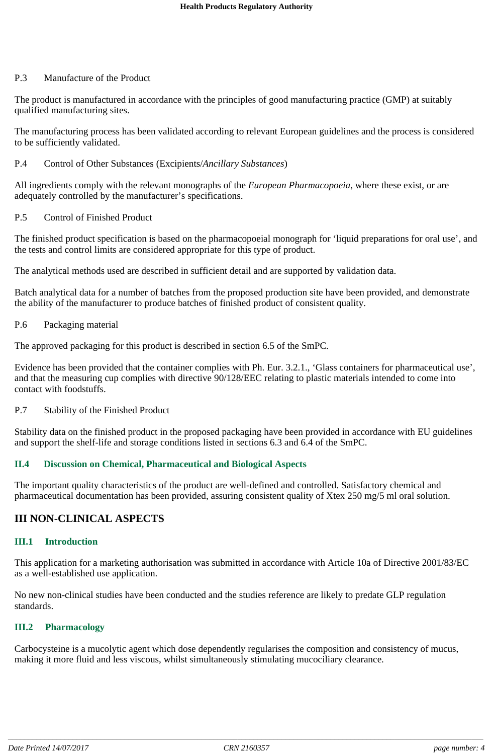P.3 Manufacture of the Product

The product is manufactured in accordance with the principles of good manufacturing practice (GMP) at suitably qualified manufacturing sites.

The manufacturing process has been validated according to relevant European guidelines and the process is considered to be sufficiently validated.

P.4 Control of Other Substances (Excipients/*Ancillary Substances*)

All ingredients comply with the relevant monographs of the *European Pharmacopoeia*, where these exist, or are adequately controlled by the manufacturer's specifications.

P.5 Control of Finished Product

The finished product specification is based on the pharmacopoeial monograph for 'liquid preparations for oral use', and the tests and control limits are considered appropriate for this type of product.

The analytical methods used are described in sufficient detail and are supported by validation data.

Batch analytical data for a number of batches from the proposed production site have been provided, and demonstrate the ability of the manufacturer to produce batches of finished product of consistent quality.

P.6 Packaging material

The approved packaging for this product is described in section 6.5 of the SmPC.

Evidence has been provided that the container complies with Ph. Eur. 3.2.1., 'Glass containers for pharmaceutical use', and that the measuring cup complies with directive 90/128/EEC relating to plastic materials intended to come into contact with foodstuffs.

P.7 Stability of the Finished Product

Stability data on the finished product in the proposed packaging have been provided in accordance with EU guidelines and support the shelf-life and storage conditions listed in sections 6.3 and 6.4 of the SmPC.

### II.4 Discussion on Chemical, Pharmaceutical and Biological Aspects

The important quality characteristics of the product are well-defined and controlled. Satisfactory chemical and pharmaceutical documentation has been provided, assuring consistent quality of Xtex 250 mg/5 ml oral solution.

## III NON-CLINICAL ASPECTS

### III.1 Introduction

This application for a marketing authorisation was submitted in accordance with Article 10a of Directive 2001/83/EC as a well-established use application.

No new non-clinical studies have been conducted and the studies reference are likely to predate GLP regulation standards.

### III.2 Pharmacology

Carbocysteine is a mucolytic agent which dose dependently regularises the composition and consistency of mucus, making it more fluid and less viscous, whilst simultaneously stimulating mucociliary clearance.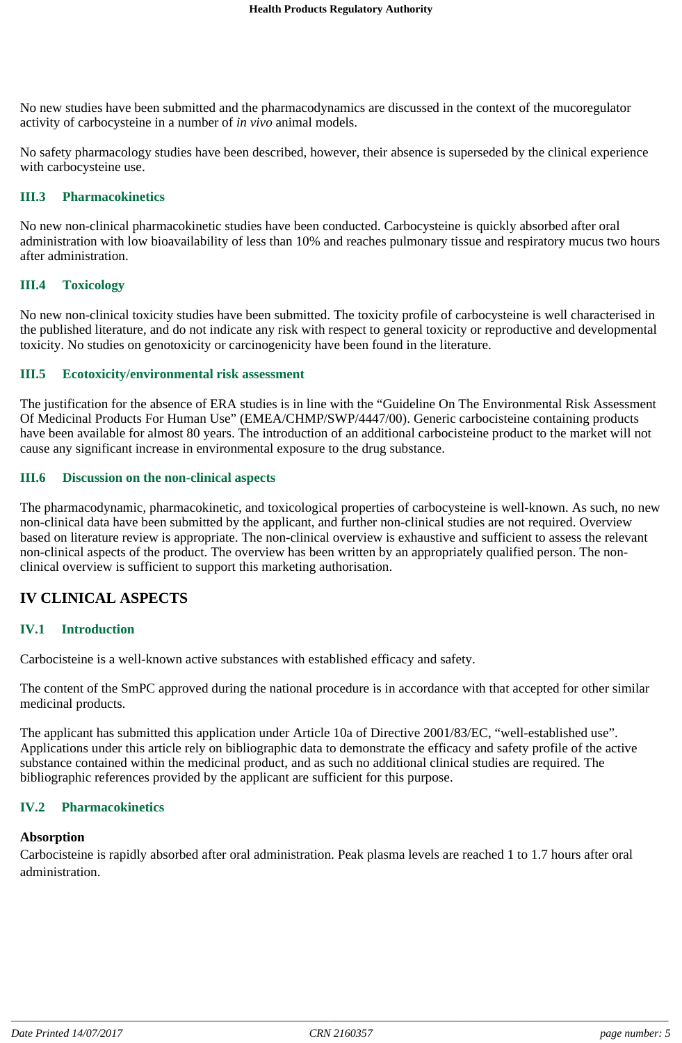No new studies have been submitted and the pharmacodynamics are discussed in the context of the mucoregulator activity of carbocysteine in a number of *in vivo* animal models.

No safety pharmacology studies have been described, however, their absence is superseded by the clinical experience with carbocysteine use.

### III.3 Pharmacokinetics

No new non-clinical pharmacokinetic studies have been conducted. Carbocysteine is quickly absorbed after oral administration with low bioavailability of less than 10% and reaches pulmonary tissue and respiratory mucus two hours after administration.

### III.4 Toxicology

No new non-clinical toxicity studies have been submitted. The toxicity profile of carbocysteine is well characterised in the published literature, and do not indicate any risk with respect to general toxicity or reproductive and developmental toxicity. No studies on genotoxicity or carcinogenicity have been found in the literature.

### III.5 Ecotoxicity/environmental risk assessment

The justification for the absence of ERA studies is in line with the "Guideline On The Environmental Risk Assessment Of Medicinal Products For Human Use" (EMEA/CHMP/SWP/4447/00). Generic carbocisteine containing products have been available for almost 80 years. The introduction of an additional carbocisteine product to the market will not cause any significant increase in environmental exposure to the drug substance.

### III.6 Discussion on the non-clinical aspects

The pharmacodynamic, pharmacokinetic, and toxicological properties of carbocysteine is well-known. As such, no new non-clinical data have been submitted by the applicant, and further non-clinical studies are not required. Overview based on literature review is appropriate. The non-clinical overview is exhaustive and sufficient to assess the relevant non-clinical aspects of the product. The overview has been written by an appropriately qualified person. The non-clinical overview is sufficient to support this marketing authorisation.

## IV CLINICAL ASPECTS

### IV.1 Introduction

Carbocisteine is a well-known active substances with established efficacy and safety.

The content of the SmPC approved during the national procedure is in accordance with that accepted for other similar medicinal products.

The applicant has submitted this application under Article 10a of Directive 2001/83/EC, "well-established use". Applications under this article rely on bibliographic data to demonstrate the efficacy and safety profile of the active substance contained within the medicinal product, and as such no additional clinical studies are required. The bibliographic references provided by the applicant are sufficient for this purpose.

### IV.2 Pharmacokinetics

**Absorption**

Carbocisteine is rapidly absorbed after oral administration. Peak plasma levels are reached 1 to 1.7 hours after oral administration.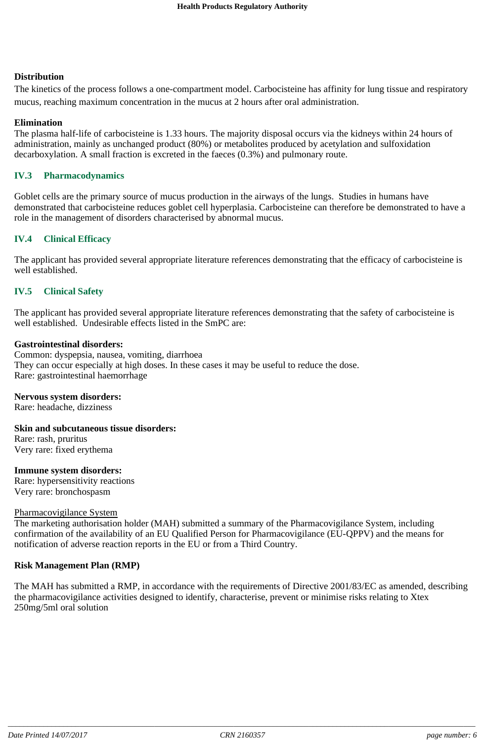**Distribution**

The kinetics of the process follows a one-compartment model. Carbocisteine has affinity for lung tissue and respiratory mucus, reaching maximum concentration in the mucus at 2 hours after oral administration.

**Elimination**

The plasma half-life of carbocisteine is 1.33 hours. The majority disposal occurs via the kidneys within 24 hours of administration, mainly as unchanged product (80%) or metabolites produced by acetylation and sulfoxidation decarboxylation. A small fraction is excreted in the faeces (0.3%) and pulmonary route.

## IV.3 Pharmacodynamics

Goblet cells are the primary source of mucus production in the airways of the lungs. Studies in humans have demonstrated that carbocisteine reduces goblet cell hyperplasia. Carbocisteine can therefore be demonstrated to have a role in the management of disorders characterised by abnormal mucus.

## IV.4 Clinical Efficacy

The applicant has provided several appropriate literature references demonstrating that the efficacy of carbocisteine is well established.

## IV.5 Clinical Safety

The applicant has provided several appropriate literature references demonstrating that the safety of carbocisteine is well established. Undesirable effects listed in the SmPC are:

**Gastrointestinal disorders:**
Common: dyspepsia, nausea, vomiting, diarrhoea
They can occur especially at high doses. In these cases it may be useful to reduce the dose.
Rare: gastrointestinal haemorrhage

**Nervous system disorders:**
Rare: headache, dizziness

**Skin and subcutaneous tissue disorders:**
Rare: rash, pruritus
Very rare: fixed erythema

**Immune system disorders:**
Rare: hypersensitivity reactions
Very rare: bronchospasm

Pharmacovigilance System

The marketing authorisation holder (MAH) submitted a summary of the Pharmacovigilance System, including confirmation of the availability of an EU Qualified Person for Pharmacovigilance (EU-QPPV) and the means for notification of adverse reaction reports in the EU or from a Third Country.

**Risk Management Plan (RMP)**

The MAH has submitted a RMP, in accordance with the requirements of Directive 2001/83/EC as amended, describing the pharmacovigilance activities designed to identify, characterise, prevent or minimise risks relating to Xtex 250mg/5ml oral solution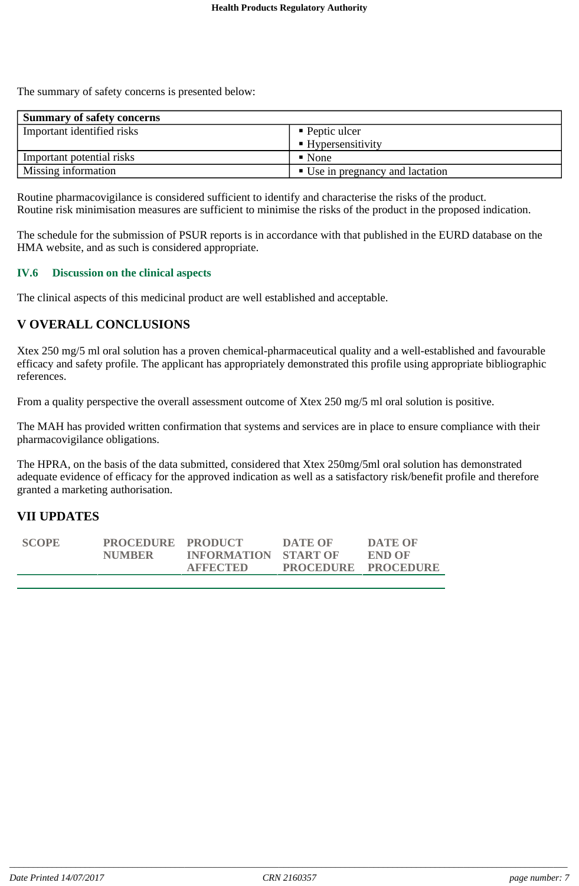The summary of safety concerns is presented below:

| Summary of safety concerns | |
|---|---|
| Important identified risks | ▪ Peptic ulcer<br>▪ Hypersensitivity |
| Important potential risks | ▪ None |
| Missing information | ▪ Use in pregnancy and lactation |

Routine pharmacovigilance is considered sufficient to identify and characterise the risks of the product.
Routine risk minimisation measures are sufficient to minimise the risks of the product in the proposed indication.

The schedule for the submission of PSUR reports is in accordance with that published in the EURD database on the HMA website, and as such is considered appropriate.

### IV.6 Discussion on the clinical aspects

The clinical aspects of this medicinal product are well established and acceptable.

## V OVERALL CONCLUSIONS

Xtex 250 mg/5 ml oral solution has a proven chemical-pharmaceutical quality and a well-established and favourable efficacy and safety profile. The applicant has appropriately demonstrated this profile using appropriate bibliographic references.

From a quality perspective the overall assessment outcome of Xtex 250 mg/5 ml oral solution is positive.

The MAH has provided written confirmation that systems and services are in place to ensure compliance with their pharmacovigilance obligations.

The HPRA, on the basis of the data submitted, considered that Xtex 250mg/5ml oral solution has demonstrated adequate evidence of efficacy for the approved indication as well as a satisfactory risk/benefit profile and therefore granted a marketing authorisation.

## VII UPDATES

| SCOPE | PROCEDURE NUMBER | PRODUCT INFORMATION AFFECTED | DATE OF START OF PROCEDURE | DATE OF END OF PROCEDURE |
|---|---|---|---|---|
| | | | | |